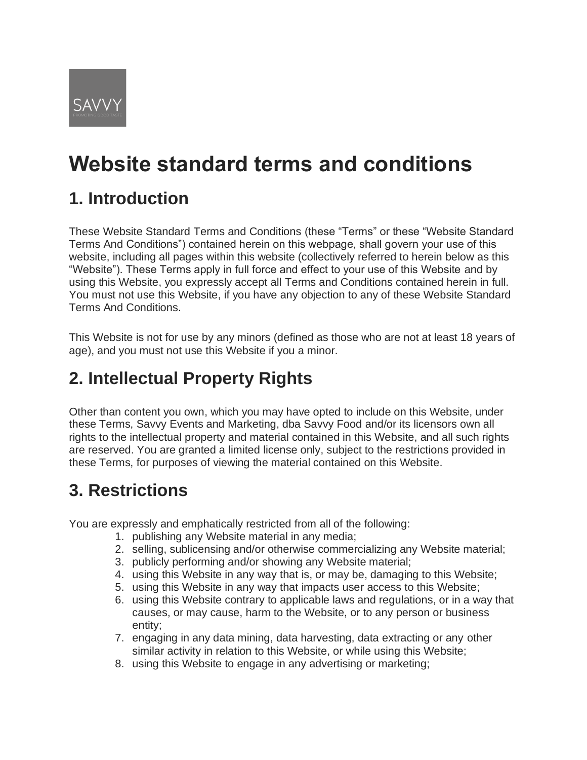# Website standard terms and conditions

## 1. Introduction

These Website Standard Terms and Conditions (these “Terms” or these “Website Standard Terms And Conditions”) contained herein on this webpage, shall govern your use of this website, including all pages within this website (collectively referred to herein below as this “Website”). These Terms apply in full force and effect to your use of this Website and by using this Website, you expressly accept all Terms and Conditions contained herein in full. You must not use this Website, if you have any objection to any of these Website Standard Terms And Conditions.

This Website is not for use by any minors (defined as those who are not at least 18 years of age), and you must not use this Website if you a minor.

## 2. Intellectual Property Rights

Other than content you own, which you may have opted to include on this Website, under these Terms, Savvy Events and Marketing, dba Savvy Food and/or its licensors own all rights to the intellectual property and material contained in this Website, and all such rights are reserved. You are granted a limited license only, subject to the restrictions provided in these Terms, for purposes of viewing the material contained on this Website.

## 3. Restrictions

You are expressly and emphatically restricted from all of the following:

1. publishing any Website material in any media;
2. selling, sublicensing and/or otherwise commercializing any Website material;
3. publicly performing and/or showing any Website material;
4. using this Website in any way that is, or may be, damaging to this Website;
5. using this Website in any way that impacts user access to this Website;
6. using this Website contrary to applicable laws and regulations, or in a way that causes, or may cause, harm to the Website, or to any person or business entity;
7. engaging in any data mining, data harvesting, data extracting or any other similar activity in relation to this Website, or while using this Website;
8. using this Website to engage in any advertising or marketing;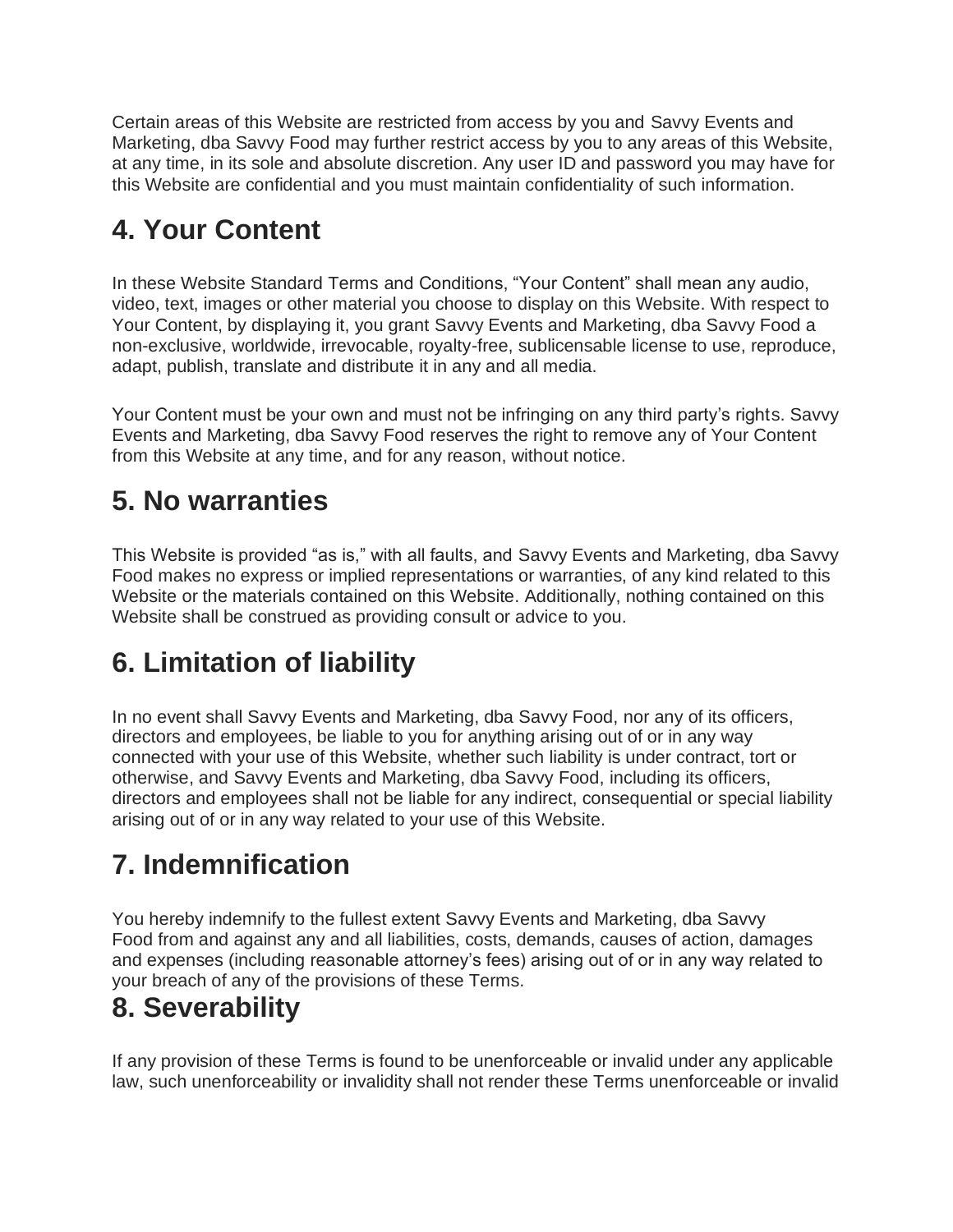Certain areas of this Website are restricted from access by you and Savvy Events and Marketing, dba Savvy Food may further restrict access by you to any areas of this Website, at any time, in its sole and absolute discretion. Any user ID and password you may have for this Website are confidential and you must maintain confidentiality of such information.

## 4. Your Content

In these Website Standard Terms and Conditions, “Your Content” shall mean any audio, video, text, images or other material you choose to display on this Website. With respect to Your Content, by displaying it, you grant Savvy Events and Marketing, dba Savvy Food a non-exclusive, worldwide, irrevocable, royalty-free, sublicensable license to use, reproduce, adapt, publish, translate and distribute it in any and all media.

Your Content must be your own and must not be infringing on any third party’s rights. Savvy Events and Marketing, dba Savvy Food reserves the right to remove any of Your Content from this Website at any time, and for any reason, without notice.

## 5. No warranties

This Website is provided “as is,” with all faults, and Savvy Events and Marketing, dba Savvy Food makes no express or implied representations or warranties, of any kind related to this Website or the materials contained on this Website. Additionally, nothing contained on this Website shall be construed as providing consult or advice to you.

## 6. Limitation of liability

In no event shall Savvy Events and Marketing, dba Savvy Food, nor any of its officers, directors and employees, be liable to you for anything arising out of or in any way connected with your use of this Website, whether such liability is under contract, tort or otherwise, and Savvy Events and Marketing, dba Savvy Food, including its officers, directors and employees shall not be liable for any indirect, consequential or special liability arising out of or in any way related to your use of this Website.

## 7. Indemnification

You hereby indemnify to the fullest extent Savvy Events and Marketing, dba Savvy Food from and against any and all liabilities, costs, demands, causes of action, damages and expenses (including reasonable attorney’s fees) arising out of or in any way related to your breach of any of the provisions of these Terms.

## 8. Severability

If any provision of these Terms is found to be unenforceable or invalid under any applicable law, such unenforceability or invalidity shall not render these Terms unenforceable or invalid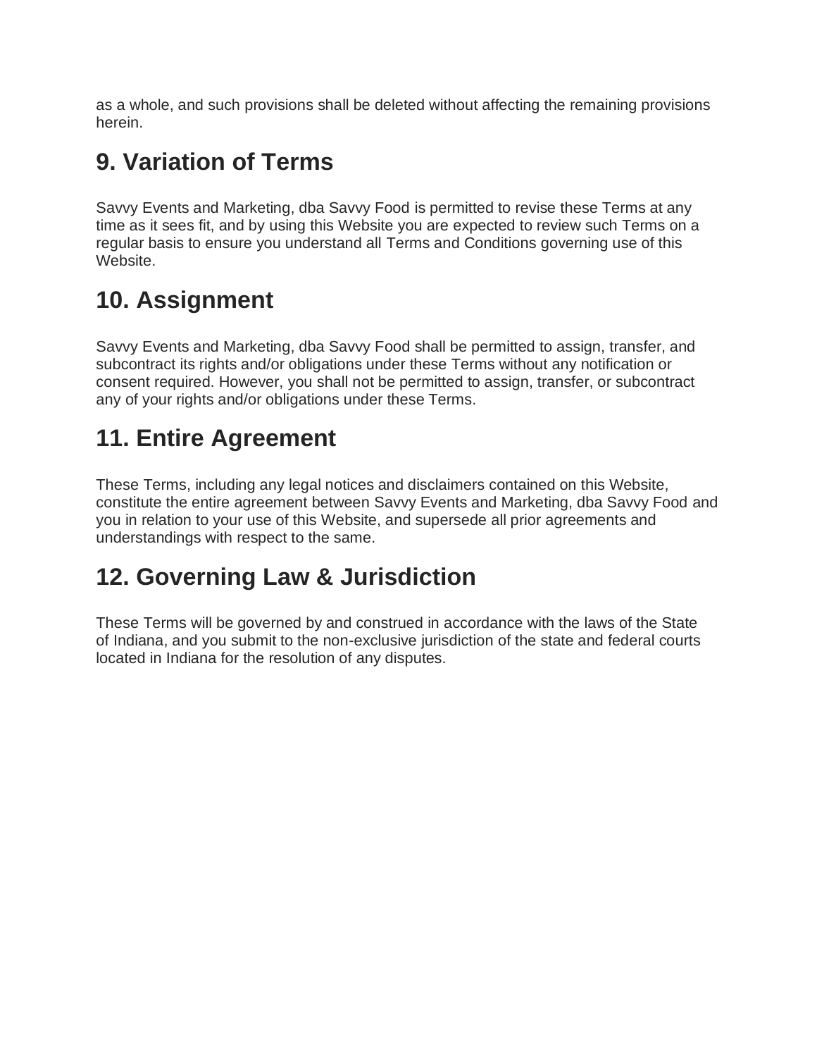as a whole, and such provisions shall be deleted without affecting the remaining provisions herein.

## 9. Variation of Terms

Savvy Events and Marketing, dba Savvy Food is permitted to revise these Terms at any time as it sees fit, and by using this Website you are expected to review such Terms on a regular basis to ensure you understand all Terms and Conditions governing use of this Website.

## 10. Assignment

Savvy Events and Marketing, dba Savvy Food shall be permitted to assign, transfer, and subcontract its rights and/or obligations under these Terms without any notification or consent required. However, you shall not be permitted to assign, transfer, or subcontract any of your rights and/or obligations under these Terms.

## 11. Entire Agreement

These Terms, including any legal notices and disclaimers contained on this Website, constitute the entire agreement between Savvy Events and Marketing, dba Savvy Food and you in relation to your use of this Website, and supersede all prior agreements and understandings with respect to the same.

## 12. Governing Law & Jurisdiction

These Terms will be governed by and construed in accordance with the laws of the State of Indiana, and you submit to the non-exclusive jurisdiction of the state and federal courts located in Indiana for the resolution of any disputes.